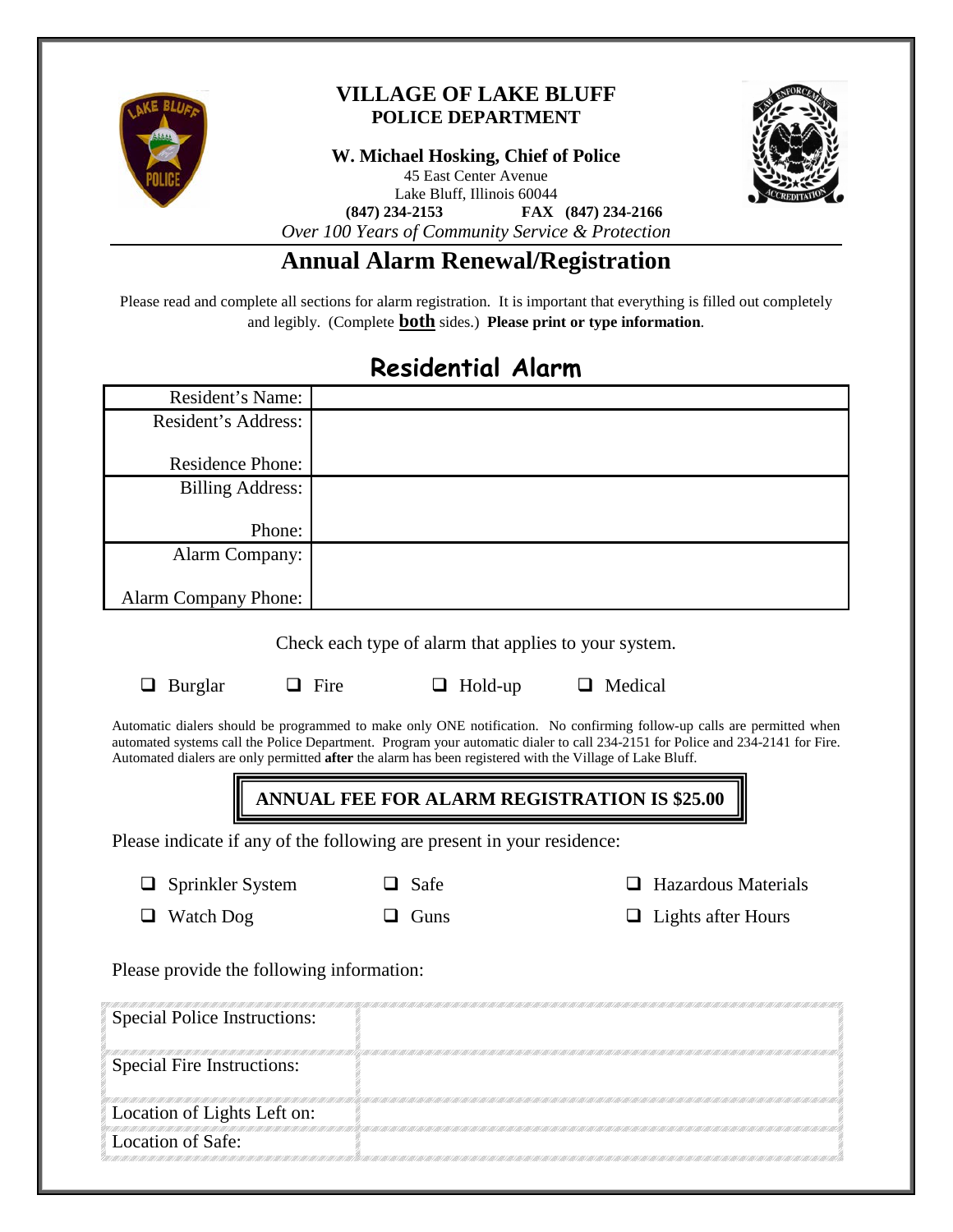# VILLAGE OF LAKE BLUFF
## POLICE DEPARTMENT

**W. Michael Hosking, Chief of Police**
45 East Center Avenue
Lake Bluff, Illinois 60044
**(847) 234-2153** **FAX (847) 234-2166**
*Over 100 Years of Community Service & Protection*

# Annual Alarm Renewal/Registration

Please read and complete all sections for alarm registration. It is important that everything is filled out completely and legibly. (Complete **both** sides.) **Please print or type information**.

## Residential Alarm

| | |
|---|---|
| Resident's Name: | |
| Resident's Address: | |
| Residence Phone: | |
| Billing Address: | |
| Phone: | |
| Alarm Company: | |
| Alarm Company Phone: | |

Check each type of alarm that applies to your system.

- ❑ Burglar
- ❑ Fire
- ❑ Hold-up
- ❑ Medical

Automatic dialers should be programmed to make only ONE notification. No confirming follow-up calls are permitted when automated systems call the Police Department. Program your automatic dialer to call 234-2151 for Police and 234-2141 for Fire. Automated dialers are only permitted **after** the alarm has been registered with the Village of Lake Bluff.

**ANNUAL FEE FOR ALARM REGISTRATION IS $25.00**

Please indicate if any of the following are present in your residence:

- ❑ Sprinkler System
- ❑ Safe
- ❑ Hazardous Materials
- ❑ Watch Dog
- ❑ Guns
- ❑ Lights after Hours

Please provide the following information:

| | |
|---|---|
| Special Police Instructions: | |
| Special Fire Instructions: | |
| Location of Lights Left on: | |
| Location of Safe: | |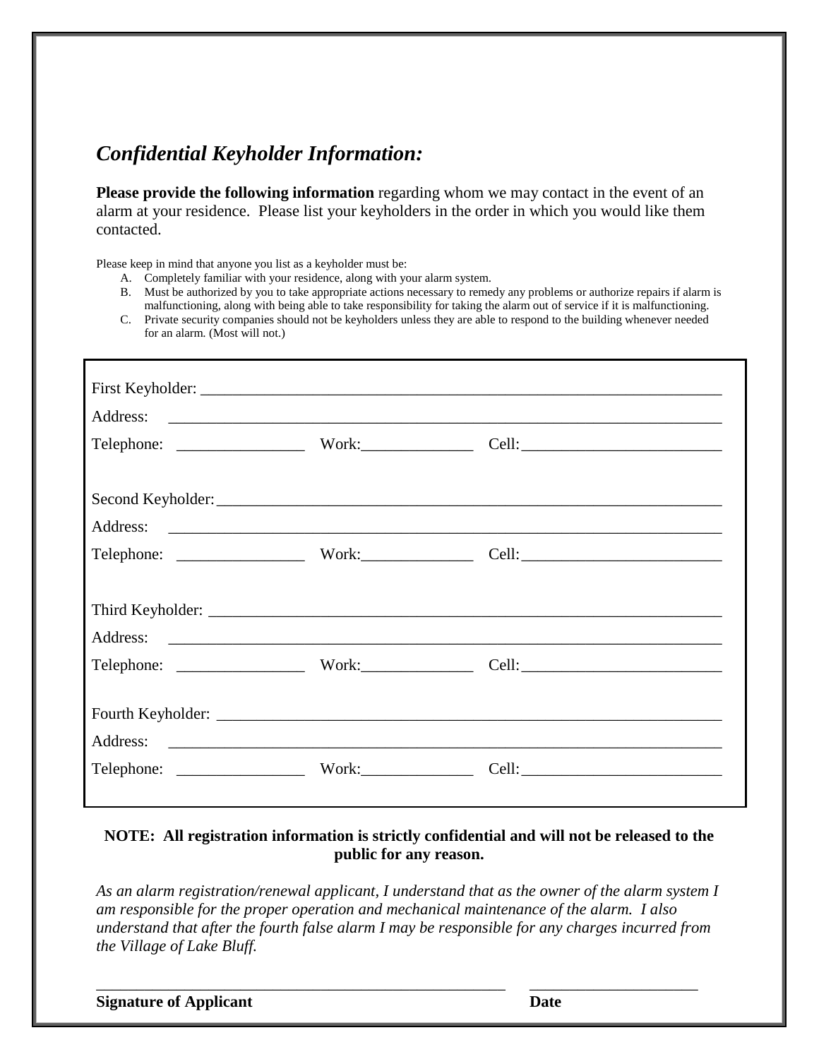## *Confidential Keyholder Information:*

**Please provide the following information** regarding whom we may contact in the event of an alarm at your residence. Please list your keyholders in the order in which you would like them contacted.

Please keep in mind that anyone you list as a keyholder must be:

A. Completely familiar with your residence, along with your alarm system.
B. Must be authorized by you to take appropriate actions necessary to remedy any problems or authorize repairs if alarm is malfunctioning, along with being able to take responsibility for taking the alarm out of service if it is malfunctioning.
C. Private security companies should not be keyholders unless they are able to respond to the building whenever needed for an alarm. (Most will not.)

First Keyholder: ______________________________________________

Address: ______________________________________________

Telephone: ________________ Work:______________ Cell:________________________

Second Keyholder: ______________________________________________

Address: ______________________________________________

Telephone: ________________ Work:______________ Cell:________________________

Third Keyholder: ______________________________________________

Address: ______________________________________________

Telephone: ________________ Work:______________ Cell:________________________

Fourth Keyholder: ______________________________________________

Address: ______________________________________________

Telephone: ________________ Work:______________ Cell:________________________

**NOTE: All registration information is strictly confidential and will not be released to the public for any reason.**

*As an alarm registration/renewal applicant, I understand that as the owner of the alarm system I am responsible for the proper operation and mechanical maintenance of the alarm. I also understand that after the fourth false alarm I may be responsible for any charges incurred from the Village of Lake Bluff.*

_____________________________________________ ____________________

**Signature of Applicant** **Date**